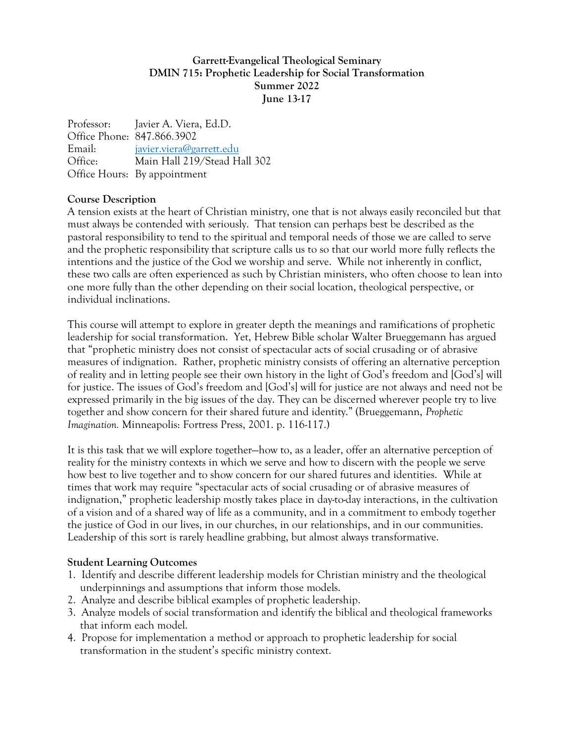**Garrett-Evangelical Theological Seminary**
**DMIN 715: Prophetic Leadership for Social Transformation**
**Summer 2022**
**June 13-17**

Professor: Javier A. Viera, Ed.D.
Office Phone: 847.866.3902
Email: [javier.viera@garrett.edu](mailto:javier.viera@garrett.edu)
Office: Main Hall 219/Stead Hall 302
Office Hours: By appointment

## Course Description

A tension exists at the heart of Christian ministry, one that is not always easily reconciled but that must always be contended with seriously. That tension can perhaps best be described as the pastoral responsibility to tend to the spiritual and temporal needs of those we are called to serve and the prophetic responsibility that scripture calls us to so that our world more fully reflects the intentions and the justice of the God we worship and serve. While not inherently in conflict, these two calls are often experienced as such by Christian ministers, who often choose to lean into one more fully than the other depending on their social location, theological perspective, or individual inclinations.

This course will attempt to explore in greater depth the meanings and ramifications of prophetic leadership for social transformation. Yet, Hebrew Bible scholar Walter Brueggemann has argued that "prophetic ministry does not consist of spectacular acts of social crusading or of abrasive measures of indignation. Rather, prophetic ministry consists of offering an alternative perception of reality and in letting people see their own history in the light of God's freedom and [God's] will for justice. The issues of God's freedom and [God's] will for justice are not always and need not be expressed primarily in the big issues of the day. They can be discerned wherever people try to live together and show concern for their shared future and identity." (Brueggemann, *Prophetic Imagination.* Minneapolis: Fortress Press, 2001. p. 116-117.)

It is this task that we will explore together—how to, as a leader, offer an alternative perception of reality for the ministry contexts in which we serve and how to discern with the people we serve how best to live together and to show concern for our shared futures and identities. While at times that work may require "spectacular acts of social crusading or of abrasive measures of indignation," prophetic leadership mostly takes place in day-to-day interactions, in the cultivation of a vision and of a shared way of life as a community, and in a commitment to embody together the justice of God in our lives, in our churches, in our relationships, and in our communities. Leadership of this sort is rarely headline grabbing, but almost always transformative.

## Student Learning Outcomes

1. Identify and describe different leadership models for Christian ministry and the theological underpinnings and assumptions that inform those models.
2. Analyze and describe biblical examples of prophetic leadership.
3. Analyze models of social transformation and identify the biblical and theological frameworks that inform each model.
4. Propose for implementation a method or approach to prophetic leadership for social transformation in the student's specific ministry context.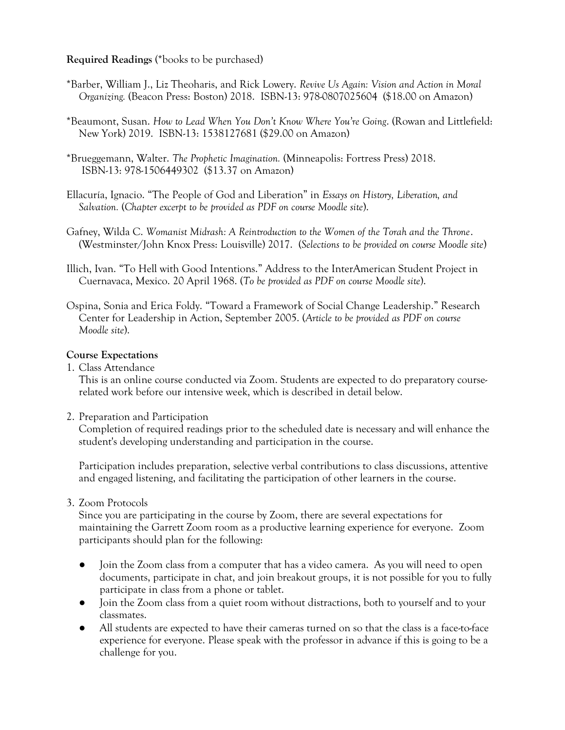**Required Readings** (*books to be purchased)

*Barber, William J., Liz Theoharis, and Rick Lowery. *Revive Us Again: Vision and Action in Moral Organizing.* (Beacon Press: Boston) 2018. ISBN-13: 978-0807025604 ($18.00 on Amazon)

*Beaumont, Susan. *How to Lead When You Don't Know Where You're Going*. (Rowan and Littlefield: New York) 2019. ISBN-13: 1538127681 ($29.00 on Amazon)

*Brueggemann, Walter. *The Prophetic Imagination.* (Minneapolis: Fortress Press) 2018. ISBN-13: 978-1506449302 ($13.37 on Amazon)

Ellacuría, Ignacio. "The People of God and Liberation" in *Essays on History, Liberation, and Salvation.* (*Chapter excerpt to be provided as PDF on course Moodle site*).

Gafney, Wilda C. *Womanist Midrash: A Reintroduction to the Women of the Torah and the Throne*. (Westminster/John Knox Press: Louisville) 2017. (*Selections to be provided on course Moodle site*)

Illich, Ivan. "To Hell with Good Intentions." Address to the InterAmerican Student Project in Cuernavaca, Mexico. 20 April 1968. (*To be provided as PDF on course Moodle site*).

Ospina, Sonia and Erica Foldy. "Toward a Framework of Social Change Leadership." Research Center for Leadership in Action, September 2005. (*Article to be provided as PDF on course Moodle site*).

**Course Expectations**

1. Class Attendance
   This is an online course conducted via Zoom. Students are expected to do preparatory course-related work before our intensive week, which is described in detail below.

2. Preparation and Participation
   Completion of required readings prior to the scheduled date is necessary and will enhance the student's developing understanding and participation in the course.

   Participation includes preparation, selective verbal contributions to class discussions, attentive and engaged listening, and facilitating the participation of other learners in the course.

3. Zoom Protocols
   Since you are participating in the course by Zoom, there are several expectations for maintaining the Garrett Zoom room as a productive learning experience for everyone. Zoom participants should plan for the following:

   - Join the Zoom class from a computer that has a video camera. As you will need to open documents, participate in chat, and join breakout groups, it is not possible for you to fully participate in class from a phone or tablet.
   - Join the Zoom class from a quiet room without distractions, both to yourself and to your classmates.
   - All students are expected to have their cameras turned on so that the class is a face-to-face experience for everyone. Please speak with the professor in advance if this is going to be a challenge for you.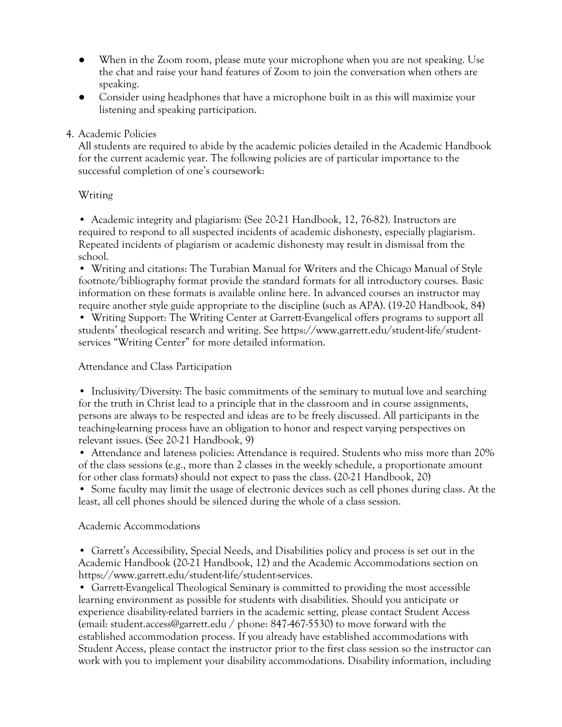- When in the Zoom room, please mute your microphone when you are not speaking. Use the chat and raise your hand features of Zoom to join the conversation when others are speaking.
- Consider using headphones that have a microphone built in as this will maximize your listening and speaking participation.

4. Academic Policies

All students are required to abide by the academic policies detailed in the Academic Handbook for the current academic year. The following policies are of particular importance to the successful completion of one's coursework:

Writing

• Academic integrity and plagiarism: (See 20-21 Handbook, 12, 76-82). Instructors are required to respond to all suspected incidents of academic dishonesty, especially plagiarism. Repeated incidents of plagiarism or academic dishonesty may result in dismissal from the school.
• Writing and citations: The Turabian Manual for Writers and the Chicago Manual of Style footnote/bibliography format provide the standard formats for all introductory courses. Basic information on these formats is available online here. In advanced courses an instructor may require another style guide appropriate to the discipline (such as APA). (19-20 Handbook, 84)
• Writing Support: The Writing Center at Garrett-Evangelical offers programs to support all students' theological research and writing. See https://www.garrett.edu/student-life/student-services "Writing Center" for more detailed information.

Attendance and Class Participation

• Inclusivity/Diversity: The basic commitments of the seminary to mutual love and searching for the truth in Christ lead to a principle that in the classroom and in course assignments, persons are always to be respected and ideas are to be freely discussed. All participants in the teaching-learning process have an obligation to honor and respect varying perspectives on relevant issues. (See 20-21 Handbook, 9)
• Attendance and lateness policies: Attendance is required. Students who miss more than 20% of the class sessions (e.g., more than 2 classes in the weekly schedule, a proportionate amount for other class formats) should not expect to pass the class. (20-21 Handbook, 20)
• Some faculty may limit the usage of electronic devices such as cell phones during class. At the least, all cell phones should be silenced during the whole of a class session.

Academic Accommodations

• Garrett's Accessibility, Special Needs, and Disabilities policy and process is set out in the Academic Handbook (20-21 Handbook, 12) and the Academic Accommodations section on https://www.garrett.edu/student-life/student-services.
• Garrett-Evangelical Theological Seminary is committed to providing the most accessible learning environment as possible for students with disabilities. Should you anticipate or experience disability-related barriers in the academic setting, please contact Student Access (email: student.access@garrett.edu / phone: 847-467-5530) to move forward with the established accommodation process. If you already have established accommodations with Student Access, please contact the instructor prior to the first class session so the instructor can work with you to implement your disability accommodations. Disability information, including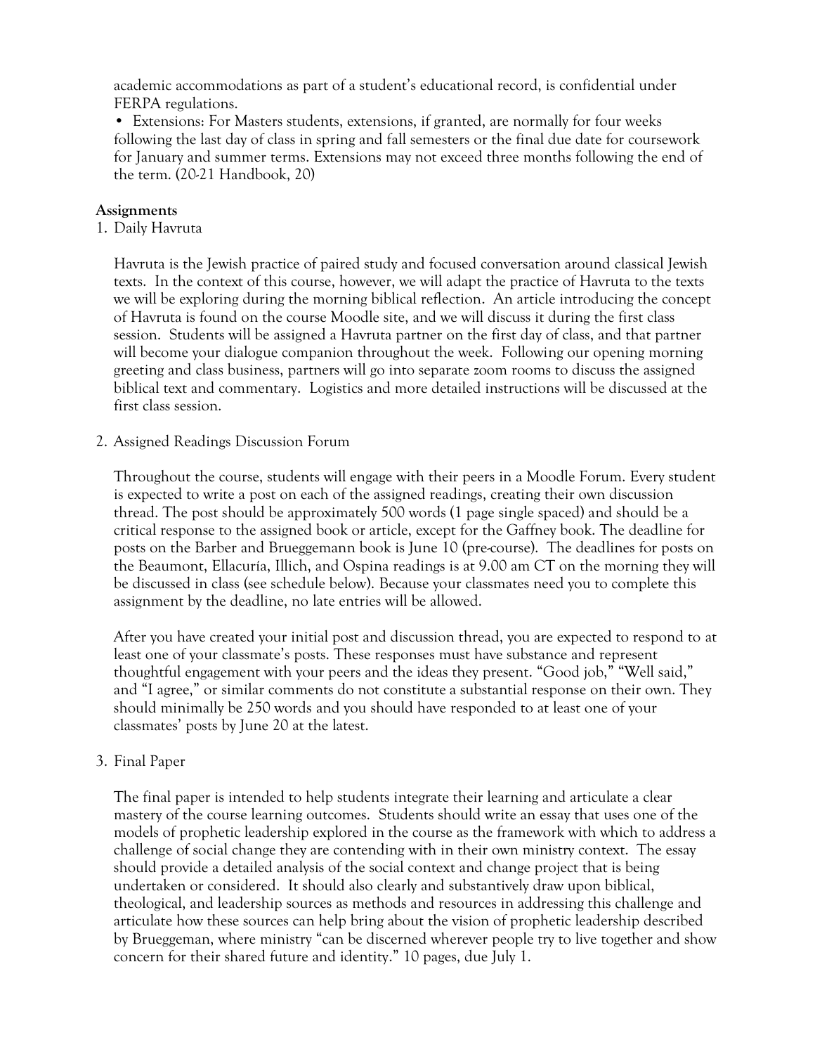academic accommodations as part of a student's educational record, is confidential under FERPA regulations.

- Extensions: For Masters students, extensions, if granted, are normally for four weeks following the last day of class in spring and fall semesters or the final due date for coursework for January and summer terms. Extensions may not exceed three months following the end of the term. (20-21 Handbook, 20)

**Assignments**

1. Daily Havruta

   Havruta is the Jewish practice of paired study and focused conversation around classical Jewish texts. In the context of this course, however, we will adapt the practice of Havruta to the texts we will be exploring during the morning biblical reflection. An article introducing the concept of Havruta is found on the course Moodle site, and we will discuss it during the first class session. Students will be assigned a Havruta partner on the first day of class, and that partner will become your dialogue companion throughout the week. Following our opening morning greeting and class business, partners will go into separate zoom rooms to discuss the assigned biblical text and commentary. Logistics and more detailed instructions will be discussed at the first class session.

2. Assigned Readings Discussion Forum

   Throughout the course, students will engage with their peers in a Moodle Forum. Every student is expected to write a post on each of the assigned readings, creating their own discussion thread. The post should be approximately 500 words (1 page single spaced) and should be a critical response to the assigned book or article, except for the Gaffney book. The deadline for posts on the Barber and Brueggemann book is June 10 (pre-course). The deadlines for posts on the Beaumont, Ellacuría, Illich, and Ospina readings is at 9.00 am CT on the morning they will be discussed in class (see schedule below). Because your classmates need you to complete this assignment by the deadline, no late entries will be allowed.

   After you have created your initial post and discussion thread, you are expected to respond to at least one of your classmate's posts. These responses must have substance and represent thoughtful engagement with your peers and the ideas they present. "Good job," "Well said," and "I agree," or similar comments do not constitute a substantial response on their own. They should minimally be 250 words and you should have responded to at least one of your classmates' posts by June 20 at the latest.

3. Final Paper

   The final paper is intended to help students integrate their learning and articulate a clear mastery of the course learning outcomes. Students should write an essay that uses one of the models of prophetic leadership explored in the course as the framework with which to address a challenge of social change they are contending with in their own ministry context. The essay should provide a detailed analysis of the social context and change project that is being undertaken or considered. It should also clearly and substantively draw upon biblical, theological, and leadership sources as methods and resources in addressing this challenge and articulate how these sources can help bring about the vision of prophetic leadership described by Brueggeman, where ministry "can be discerned wherever people try to live together and show concern for their shared future and identity." 10 pages, due July 1.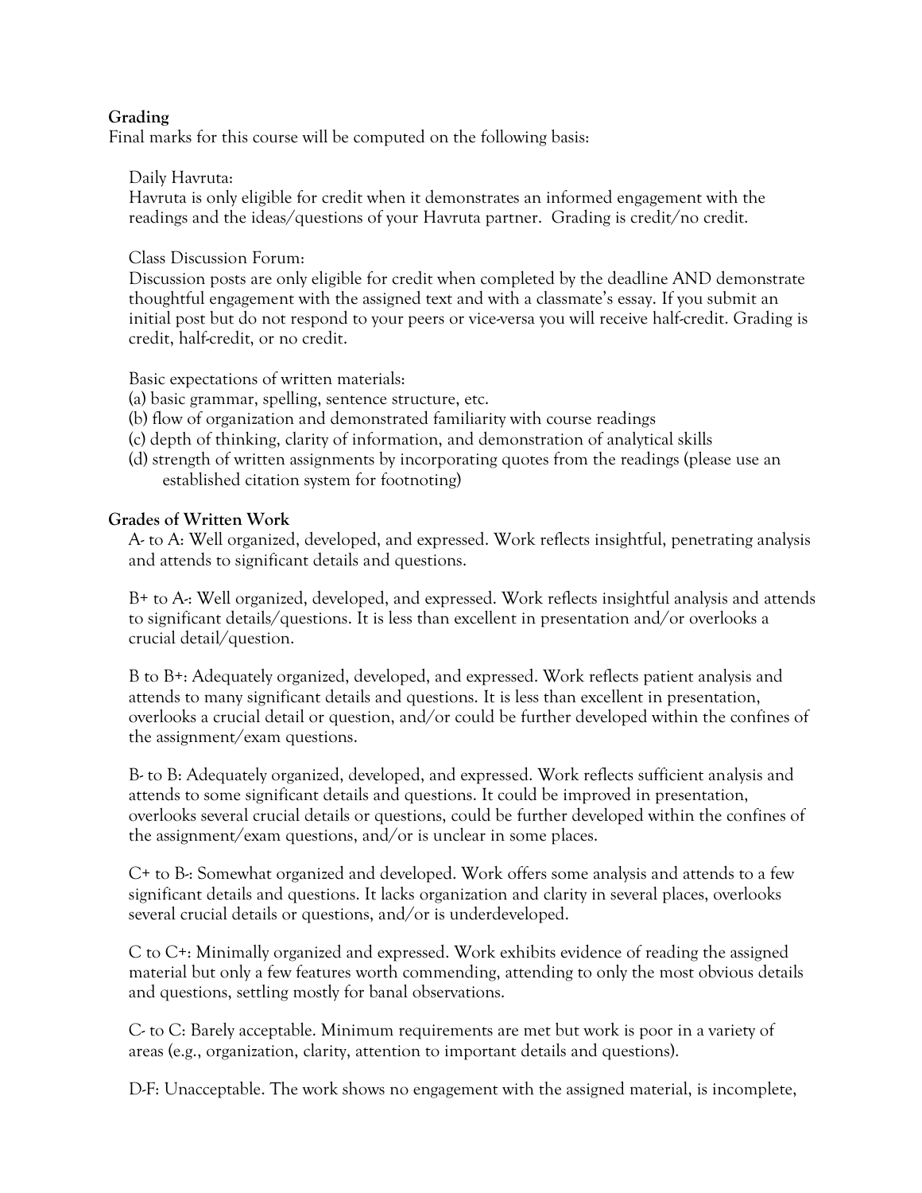**Grading**

Final marks for this course will be computed on the following basis:

Daily Havruta:
Havruta is only eligible for credit when it demonstrates an informed engagement with the readings and the ideas/questions of your Havruta partner. Grading is credit/no credit.

Class Discussion Forum:
Discussion posts are only eligible for credit when completed by the deadline AND demonstrate thoughtful engagement with the assigned text and with a classmate's essay. If you submit an initial post but do not respond to your peers or vice-versa you will receive half-credit. Grading is credit, half-credit, or no credit.

Basic expectations of written materials:
(a) basic grammar, spelling, sentence structure, etc.
(b) flow of organization and demonstrated familiarity with course readings
(c) depth of thinking, clarity of information, and demonstration of analytical skills
(d) strength of written assignments by incorporating quotes from the readings (please use an established citation system for footnoting)

**Grades of Written Work**

A- to A: Well organized, developed, and expressed. Work reflects insightful, penetrating analysis and attends to significant details and questions.

B+ to A-: Well organized, developed, and expressed. Work reflects insightful analysis and attends to significant details/questions. It is less than excellent in presentation and/or overlooks a crucial detail/question.

B to B+: Adequately organized, developed, and expressed. Work reflects patient analysis and attends to many significant details and questions. It is less than excellent in presentation, overlooks a crucial detail or question, and/or could be further developed within the confines of the assignment/exam questions.

B- to B: Adequately organized, developed, and expressed. Work reflects sufficient analysis and attends to some significant details and questions. It could be improved in presentation, overlooks several crucial details or questions, could be further developed within the confines of the assignment/exam questions, and/or is unclear in some places.

C+ to B-: Somewhat organized and developed. Work offers some analysis and attends to a few significant details and questions. It lacks organization and clarity in several places, overlooks several crucial details or questions, and/or is underdeveloped.

C to C+: Minimally organized and expressed. Work exhibits evidence of reading the assigned material but only a few features worth commending, attending to only the most obvious details and questions, settling mostly for banal observations.

C- to C: Barely acceptable. Minimum requirements are met but work is poor in a variety of areas (e.g., organization, clarity, attention to important details and questions).

D-F: Unacceptable. The work shows no engagement with the assigned material, is incomplete,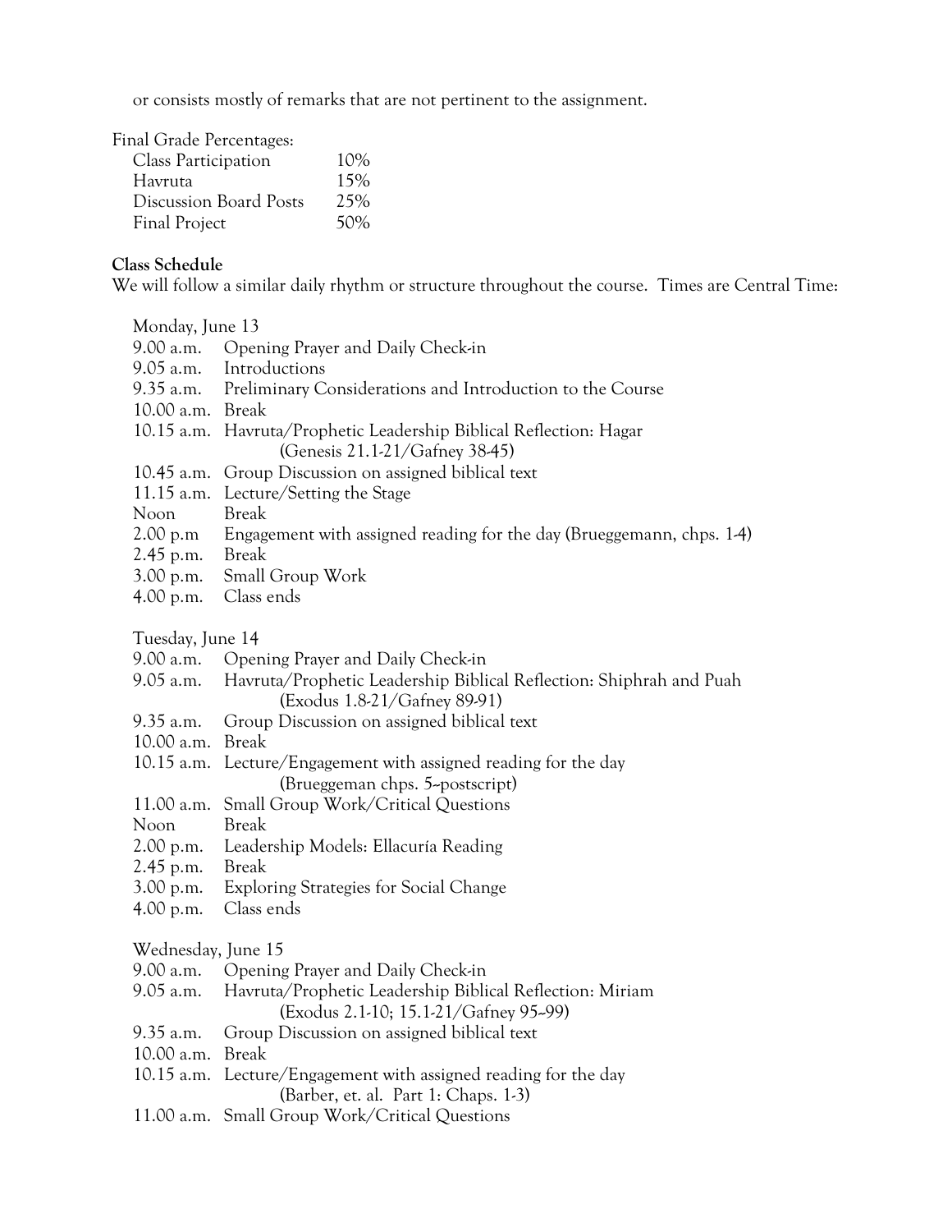or consists mostly of remarks that are not pertinent to the assignment.

Final Grade Percentages:

| | |
|---|---|
| Class Participation | 10% |
| Havruta | 15% |
| Discussion Board Posts | 25% |
| Final Project | 50% |

**Class Schedule**

We will follow a similar daily rhythm or structure throughout the course. Times are Central Time:

Monday, June 13

| | |
|---|---|
| 9.00 a.m. | Opening Prayer and Daily Check-in |
| 9.05 a.m. | Introductions |
| 9.35 a.m. | Preliminary Considerations and Introduction to the Course |
| 10.00 a.m. | Break |
| 10.15 a.m. | Havruta/Prophetic Leadership Biblical Reflection: Hagar (Genesis 21.1-21/Gafney 38-45) |
| 10.45 a.m. | Group Discussion on assigned biblical text |
| 11.15 a.m. | Lecture/Setting the Stage |
| Noon | Break |
| 2.00 p.m | Engagement with assigned reading for the day (Brueggemann, chps. 1-4) |
| 2.45 p.m. | Break |
| 3.00 p.m. | Small Group Work |
| 4.00 p.m. | Class ends |

Tuesday, June 14

| | |
|---|---|
| 9.00 a.m. | Opening Prayer and Daily Check-in |
| 9.05 a.m. | Havruta/Prophetic Leadership Biblical Reflection: Shiphrah and Puah (Exodus 1.8-21/Gafney 89-91) |
| 9.35 a.m. | Group Discussion on assigned biblical text |
| 10.00 a.m. | Break |
| 10.15 a.m. | Lecture/Engagement with assigned reading for the day (Brueggeman chps. 5--postscript) |
| 11.00 a.m. | Small Group Work/Critical Questions |
| Noon | Break |
| 2.00 p.m. | Leadership Models: Ellacuría Reading |
| 2.45 p.m. | Break |
| 3.00 p.m. | Exploring Strategies for Social Change |
| 4.00 p.m. | Class ends |

Wednesday, June 15

| | |
|---|---|
| 9.00 a.m. | Opening Prayer and Daily Check-in |
| 9.05 a.m. | Havruta/Prophetic Leadership Biblical Reflection: Miriam (Exodus 2.1-10; 15.1-21/Gafney 95--99) |
| 9.35 a.m. | Group Discussion on assigned biblical text |
| 10.00 a.m. | Break |
| 10.15 a.m. | Lecture/Engagement with assigned reading for the day (Barber, et. al. Part 1: Chaps. 1-3) |
| 11.00 a.m. | Small Group Work/Critical Questions |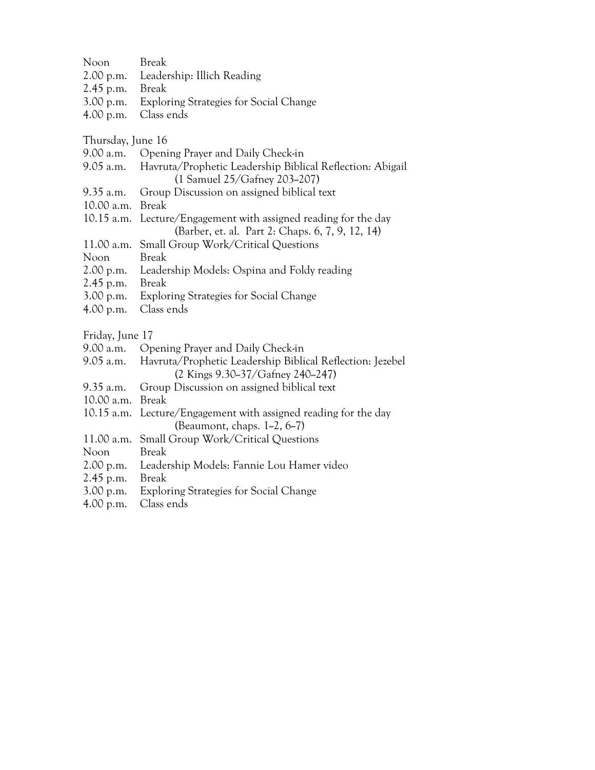Noon Break
2.00 p.m. Leadership: Illich Reading
2.45 p.m. Break
3.00 p.m. Exploring Strategies for Social Change
4.00 p.m. Class ends

Thursday, June 16

9.00 a.m. Opening Prayer and Daily Check-in
9.05 a.m. Havruta/Prophetic Leadership Biblical Reflection: Abigail
(1 Samuel 25/Gafney 203–207)
9.35 a.m. Group Discussion on assigned biblical text
10.00 a.m. Break
10.15 a.m. Lecture/Engagement with assigned reading for the day
(Barber, et. al. Part 2: Chaps. 6, 7, 9, 12, 14)
11.00 a.m. Small Group Work/Critical Questions
Noon Break
2.00 p.m. Leadership Models: Ospina and Foldy reading
2.45 p.m. Break
3.00 p.m. Exploring Strategies for Social Change
4.00 p.m. Class ends

Friday, June 17

9.00 a.m. Opening Prayer and Daily Check-in
9.05 a.m. Havruta/Prophetic Leadership Biblical Reflection: Jezebel
(2 Kings 9.30–37/Gafney 240–247)
9.35 a.m. Group Discussion on assigned biblical text
10.00 a.m. Break
10.15 a.m. Lecture/Engagement with assigned reading for the day
(Beaumont, chaps. 1–2, 6–7)
11.00 a.m. Small Group Work/Critical Questions
Noon Break
2.00 p.m. Leadership Models: Fannie Lou Hamer video
2.45 p.m. Break
3.00 p.m. Exploring Strategies for Social Change
4.00 p.m. Class ends